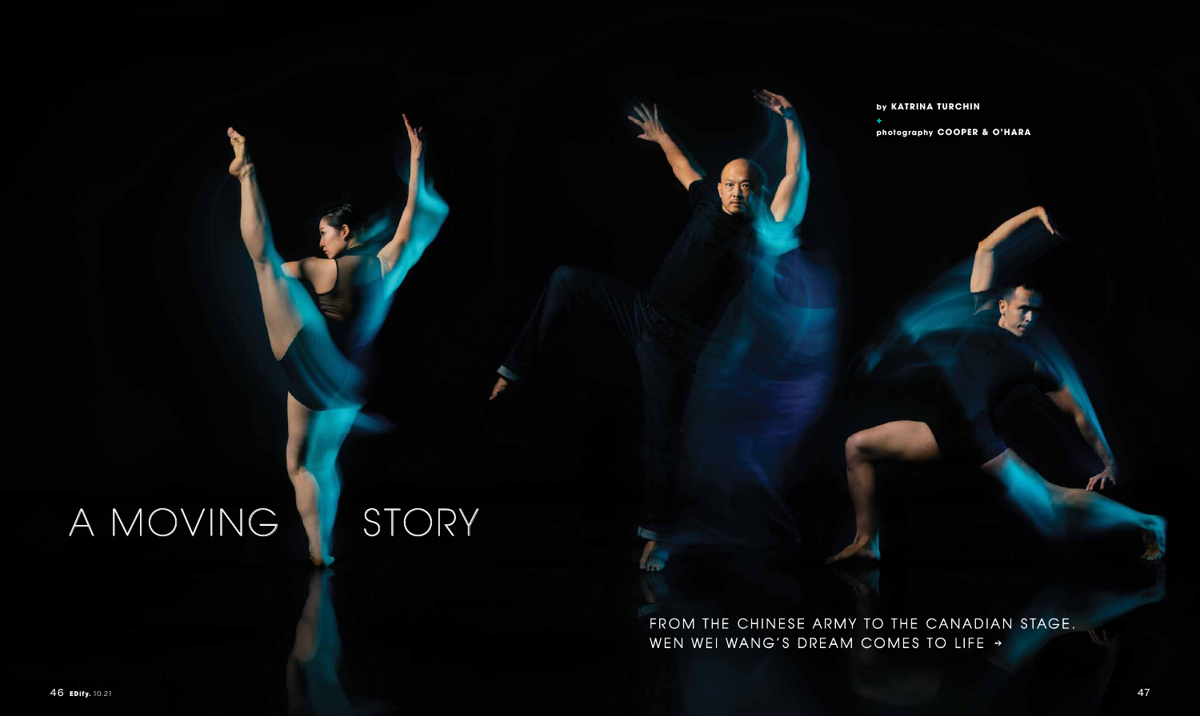# A MOVING STORY

by **KATRINA TURCHIN**

+

photography **COOPER & O'HARA**

FROM THE CHINESE ARMY TO THE CANADIAN STAGE. WEN WEI WANG'S DREAM COMES TO LIFE →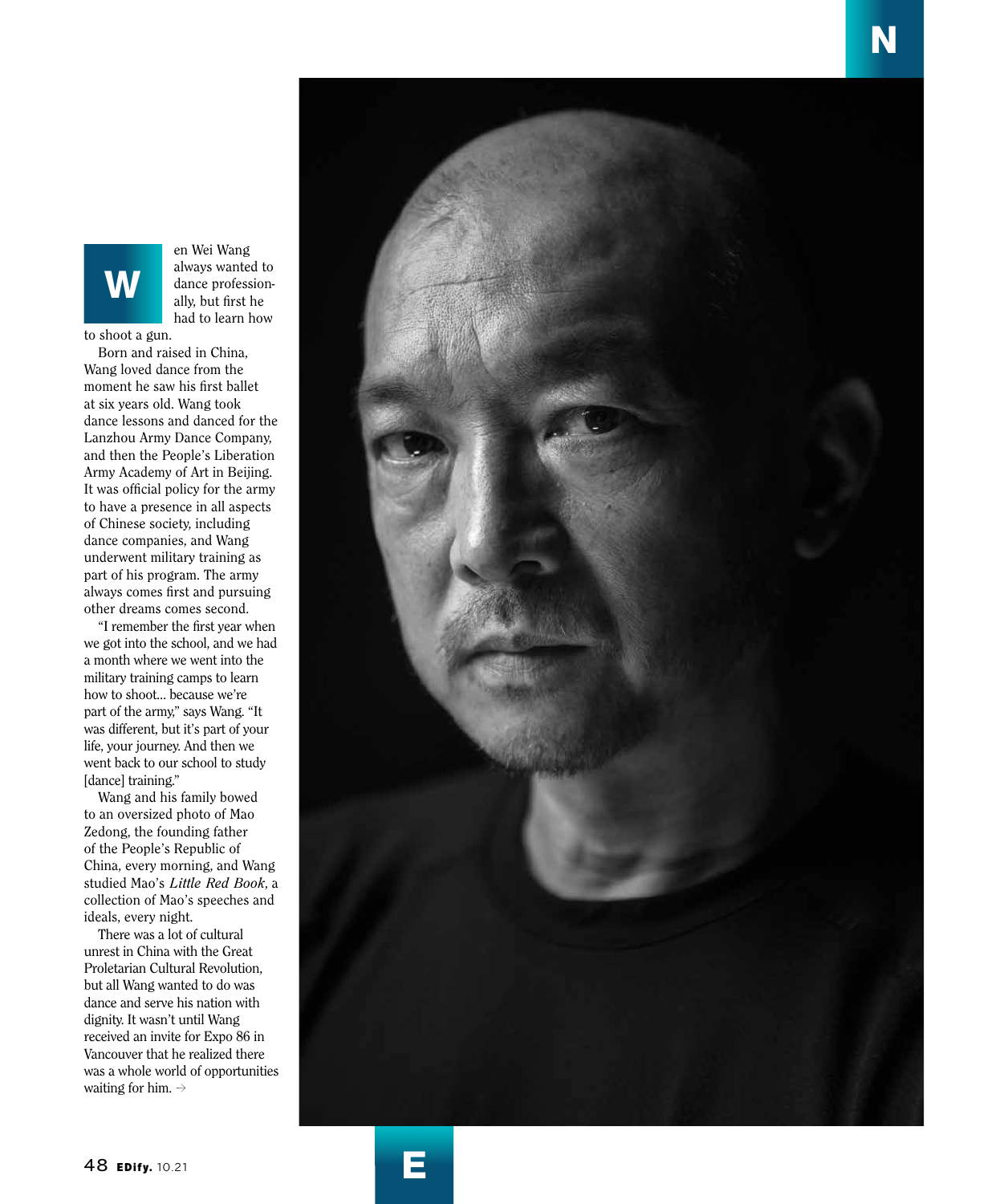Wen Wei Wang always wanted to dance professionally, but first he had to learn how to shoot a gun.

Born and raised in China, Wang loved dance from the moment he saw his first ballet at six years old. Wang took dance lessons and danced for the Lanzhou Army Dance Company, and then the People's Liberation Army Academy of Art in Beijing. It was official policy for the army to have a presence in all aspects of Chinese society, including dance companies, and Wang underwent military training as part of his program. The army always comes first and pursuing other dreams comes second.

"I remember the first year when we got into the school, and we had a month where we went into the military training camps to learn how to shoot... because we're part of the army," says Wang. "It was different, but it's part of your life, your journey. And then we went back to our school to study [dance] training."

Wang and his family bowed to an oversized photo of Mao Zedong, the founding father of the People's Republic of China, every morning, and Wang studied Mao's *Little Red Book*, a collection of Mao's speeches and ideals, every night.

There was a lot of cultural unrest in China with the Great Proletarian Cultural Revolution, but all Wang wanted to do was dance and serve his nation with dignity. It wasn't until Wang received an invite for Expo 86 in Vancouver that he realized there was a whole world of opportunities waiting for him. →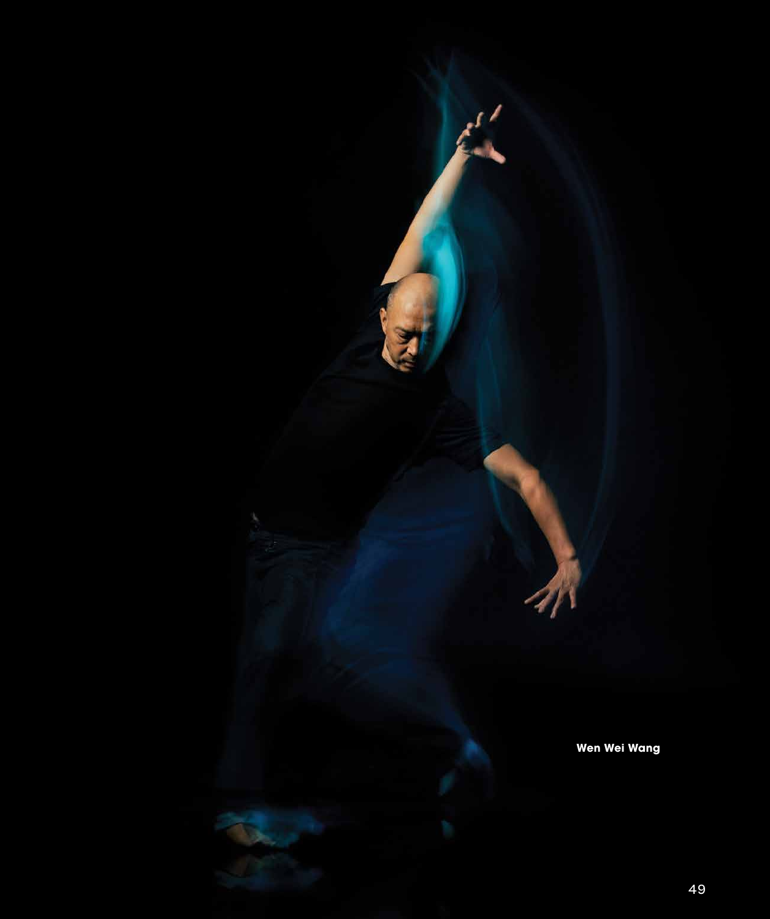Wen Wei Wang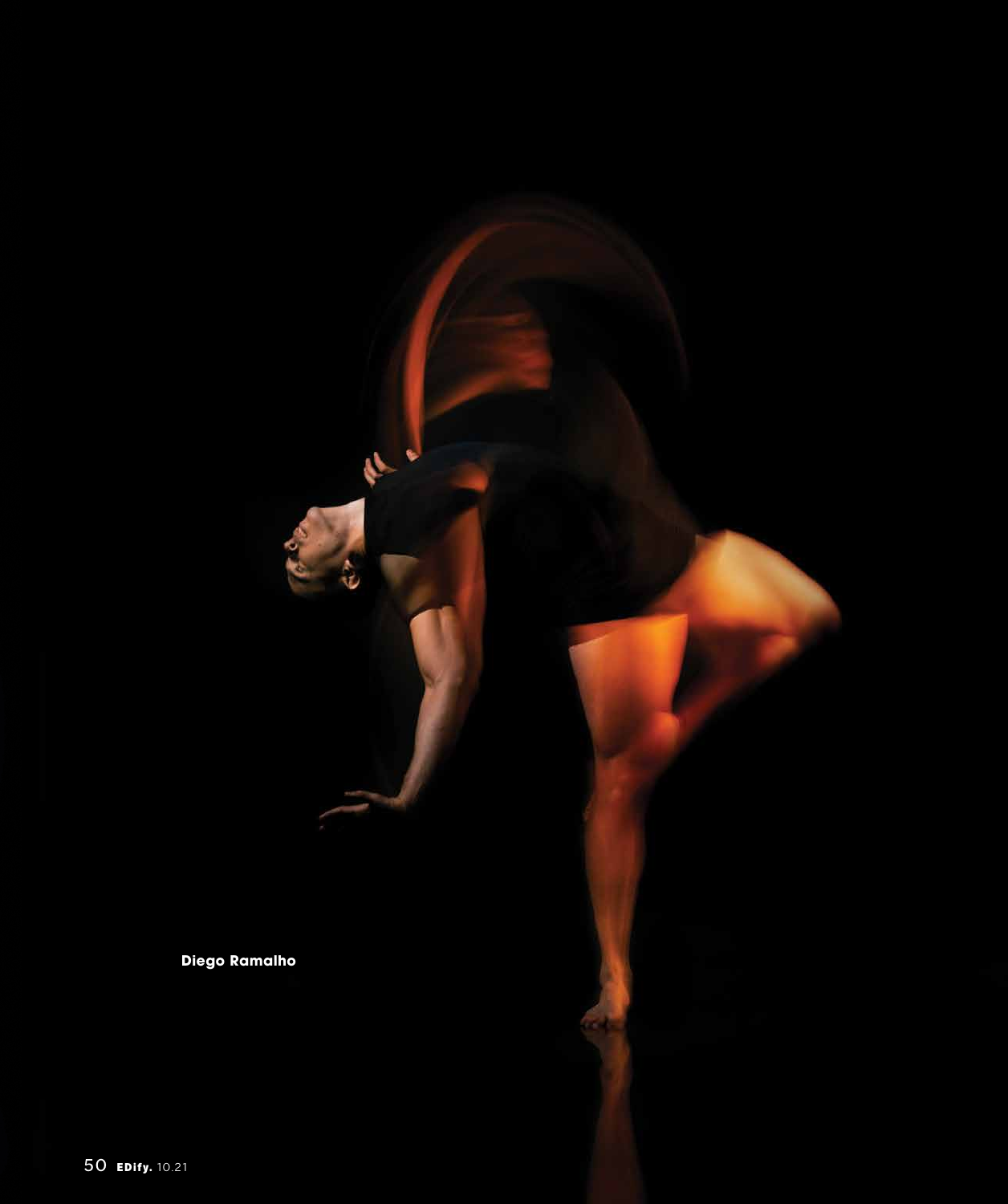Diego Ramalho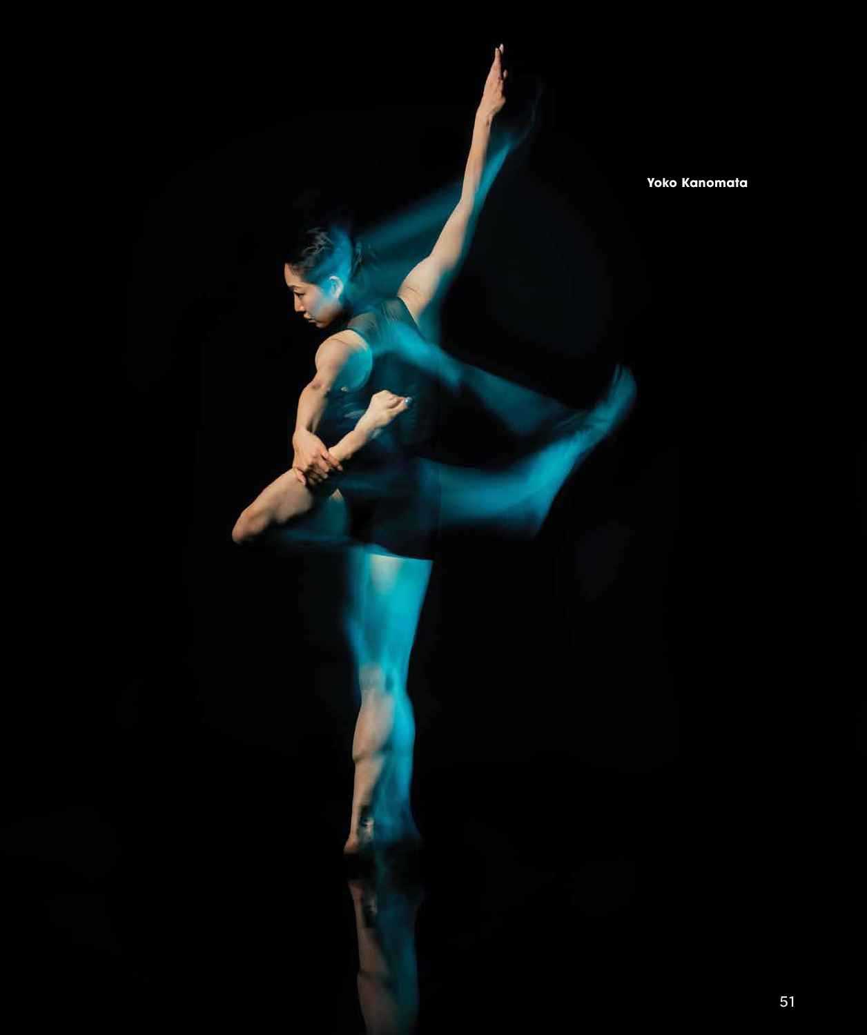Yoko Kanomata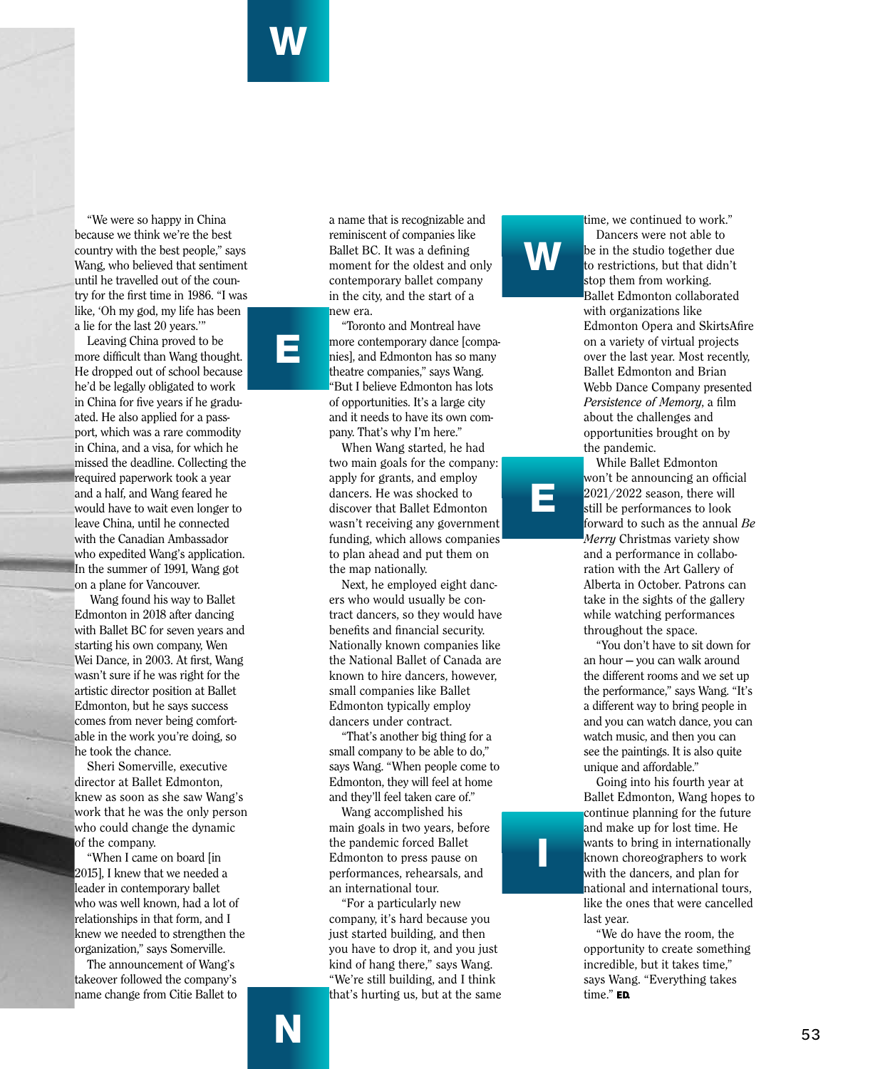"We were so happy in China because we think we're the best country with the best people," says Wang, who believed that sentiment until he travelled out of the country for the first time in 1986. "I was like, 'Oh my god, my life has been a lie for the last 20 years.'"

Leaving China proved to be more difficult than Wang thought. He dropped out of school because he'd be legally obligated to work in China for five years if he graduated. He also applied for a passport, which was a rare commodity in China, and a visa, for which he missed the deadline. Collecting the required paperwork took a year and a half, and Wang feared he would have to wait even longer to leave China, until he connected with the Canadian Ambassador who expedited Wang's application. In the summer of 1991, Wang got on a plane for Vancouver.

Wang found his way to Ballet Edmonton in 2018 after dancing with Ballet BC for seven years and starting his own company, Wen Wei Dance, in 2003. At first, Wang wasn't sure if he was right for the artistic director position at Ballet Edmonton, but he says success comes from never being comfortable in the work you're doing, so he took the chance.

Sheri Somerville, executive director at Ballet Edmonton, knew as soon as she saw Wang's work that he was the only person who could change the dynamic of the company.

"When I came on board [in 2015], I knew that we needed a leader in contemporary ballet who was well known, had a lot of relationships in that form, and I knew we needed to strengthen the organization," says Somerville.

The announcement of Wang's takeover followed the company's name change from Citie Ballet to a name that is recognizable and reminiscent of companies like Ballet BC. It was a defining moment for the oldest and only contemporary ballet company in the city, and the start of a new era.

"Toronto and Montreal have more contemporary dance [companies], and Edmonton has so many theatre companies," says Wang. "But I believe Edmonton has lots of opportunities. It's a large city and it needs to have its own company. That's why I'm here."

When Wang started, he had two main goals for the company: apply for grants, and employ dancers. He was shocked to discover that Ballet Edmonton wasn't receiving any government funding, which allows companies to plan ahead and put them on the map nationally.

Next, he employed eight dancers who would usually be contract dancers, so they would have benefits and financial security. Nationally known companies like the National Ballet of Canada are known to hire dancers, however, small companies like Ballet Edmonton typically employ dancers under contract.

"That's another big thing for a small company to be able to do," says Wang. "When people come to Edmonton, they will feel at home and they'll feel taken care of."

Wang accomplished his main goals in two years, before the pandemic forced Ballet Edmonton to press pause on performances, rehearsals, and an international tour.

"For a particularly new company, it's hard because you just started building, and then you have to drop it, and you just kind of hang there," says Wang. "We're still building, and I think that's hurting us, but at the same time, we continued to work."

Dancers were not able to be in the studio together due to restrictions, but that didn't stop them from working. Ballet Edmonton collaborated with organizations like Edmonton Opera and SkirtsAfire on a variety of virtual projects over the last year. Most recently, Ballet Edmonton and Brian Webb Dance Company presented *Persistence of Memory*, a film about the challenges and opportunities brought on by the pandemic.

While Ballet Edmonton won't be announcing an official 2021/2022 season, there will still be performances to look forward to such as the annual *Be Merry* Christmas variety show and a performance in collaboration with the Art Gallery of Alberta in October. Patrons can take in the sights of the gallery while watching performances throughout the space.

"You don't have to sit down for an hour — you can walk around the different rooms and we set up the performance," says Wang. "It's a different way to bring people in and you can watch dance, you can watch music, and then you can see the paintings. It is also quite unique and affordable."

Going into his fourth year at Ballet Edmonton, Wang hopes to continue planning for the future and make up for lost time. He wants to bring in internationally known choreographers to work with the dancers, and plan for national and international tours, like the ones that were cancelled last year.

"We do have the room, the opportunity to create something incredible, but it takes time," says Wang. "Everything takes time." ED